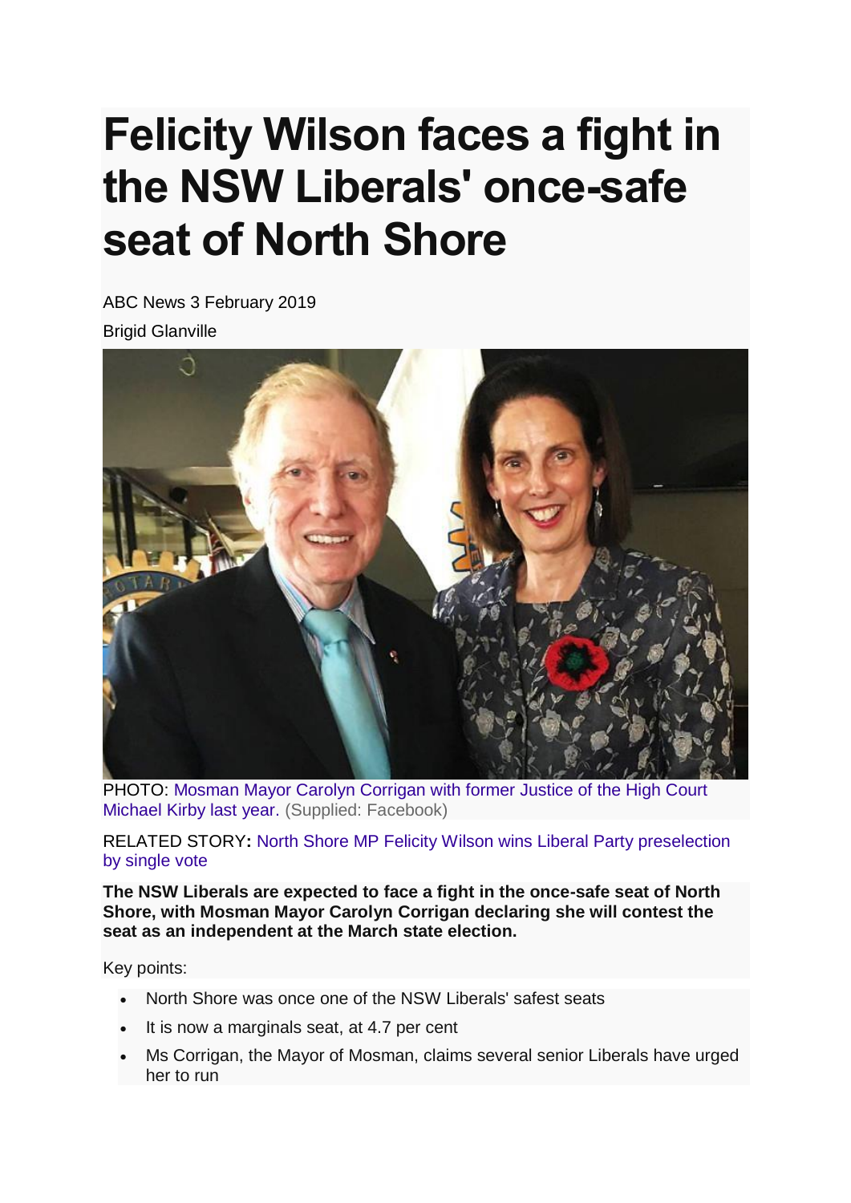# Felicity Wilson faces a fight in the NSW Liberals' once-safe seat of North Shore

ABC News 3 February 2019

Brigid Glanville

PHOTO: Mosman Mayor Carolyn Corrigan with former Justice of the High Court Michael Kirby last year. (Supplied: Facebook)

RELATED STORY**:** North Shore MP Felicity Wilson wins Liberal Party preselection by single vote

**The NSW Liberals are expected to face a fight in the once-safe seat of North Shore, with Mosman Mayor Carolyn Corrigan declaring she will contest the seat as an independent at the March state election.**

Key points:

- North Shore was once one of the NSW Liberals' safest seats
- It is now a marginals seat, at 4.7 per cent
- Ms Corrigan, the Mayor of Mosman, claims several senior Liberals have urged her to run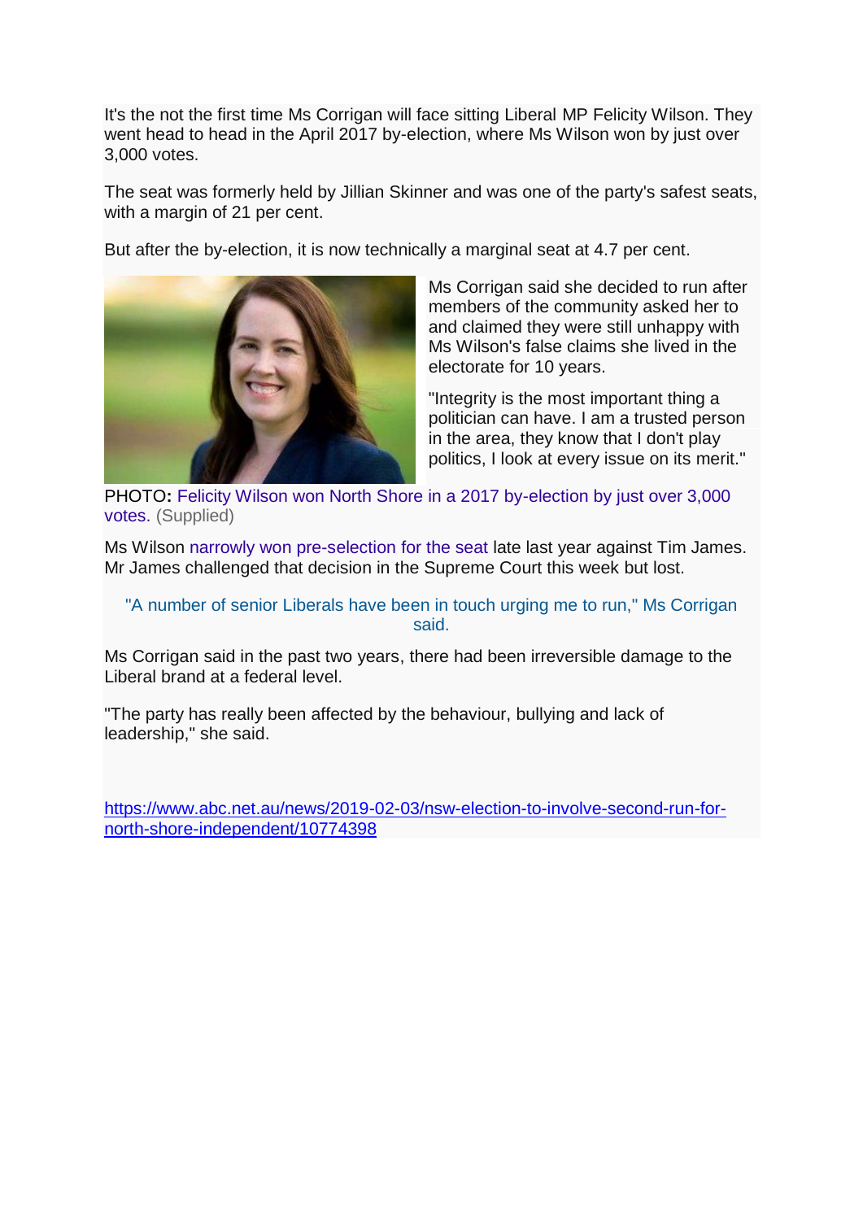It's the not the first time Ms Corrigan will face sitting Liberal MP Felicity Wilson. They went head to head in the April 2017 by-election, where Ms Wilson won by just over 3,000 votes.

The seat was formerly held by Jillian Skinner and was one of the party's safest seats, with a margin of 21 per cent.

But after the by-election, it is now technically a marginal seat at 4.7 per cent.

Ms Corrigan said she decided to run after members of the community asked her to and claimed they were still unhappy with Ms Wilson's false claims she lived in the electorate for 10 years.

"Integrity is the most important thing a politician can have. I am a trusted person in the area, they know that I don't play politics, I look at every issue on its merit."

PHOTO**:** Felicity Wilson won North Shore in a 2017 by-election by just over 3,000 votes. (Supplied)

Ms Wilson narrowly won pre-selection for the seat late last year against Tim James. Mr James challenged that decision in the Supreme Court this week but lost.

> "A number of senior Liberals have been in touch urging me to run," Ms Corrigan said.

Ms Corrigan said in the past two years, there had been irreversible damage to the Liberal brand at a federal level.

"The party has really been affected by the behaviour, bullying and lack of leadership," she said.

https://www.abc.net.au/news/2019-02-03/nsw-election-to-involve-second-run-for-north-shore-independent/10774398